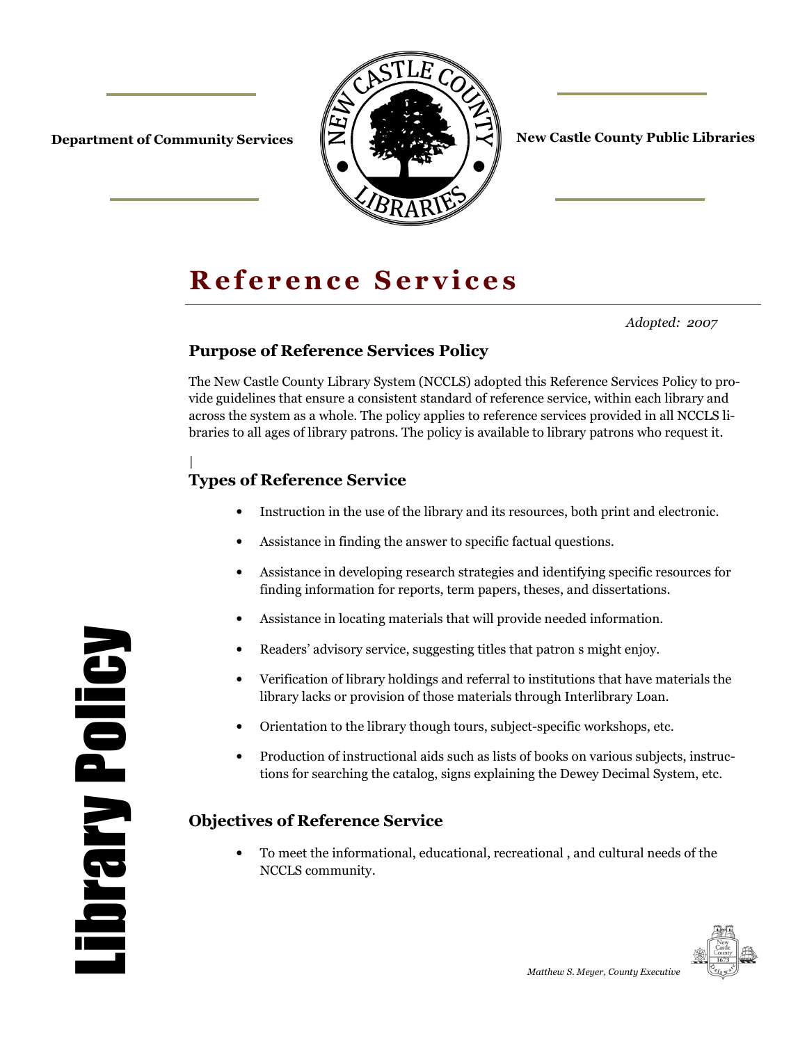**Department of Community Services**

**New Castle County Public Libraries**

# Reference Services

*Adopted: 2007*

## Purpose of Reference Services Policy

The New Castle County Library System (NCCLS) adopted this Reference Services Policy to provide guidelines that ensure a consistent standard of reference service, within each library and across the system as a whole. The policy applies to reference services provided in all NCCLS libraries to all ages of library patrons. The policy is available to library patrons who request it.

## Types of Reference Service

- Instruction in the use of the library and its resources, both print and electronic.
- Assistance in finding the answer to specific factual questions.
- Assistance in developing research strategies and identifying specific resources for finding information for reports, term papers, theses, and dissertations.
- Assistance in locating materials that will provide needed information.
- Readers' advisory service, suggesting titles that patron s might enjoy.
- Verification of library holdings and referral to institutions that have materials the library lacks or provision of those materials through Interlibrary Loan.
- Orientation to the library though tours, subject-specific workshops, etc.
- Production of instructional aids such as lists of books on various subjects, instructions for searching the catalog, signs explaining the Dewey Decimal System, etc.

## Objectives of Reference Service

- To meet the informational, educational, recreational , and cultural needs of the NCCLS community.

Library Policy

*Matthew S. Meyer, County Executive*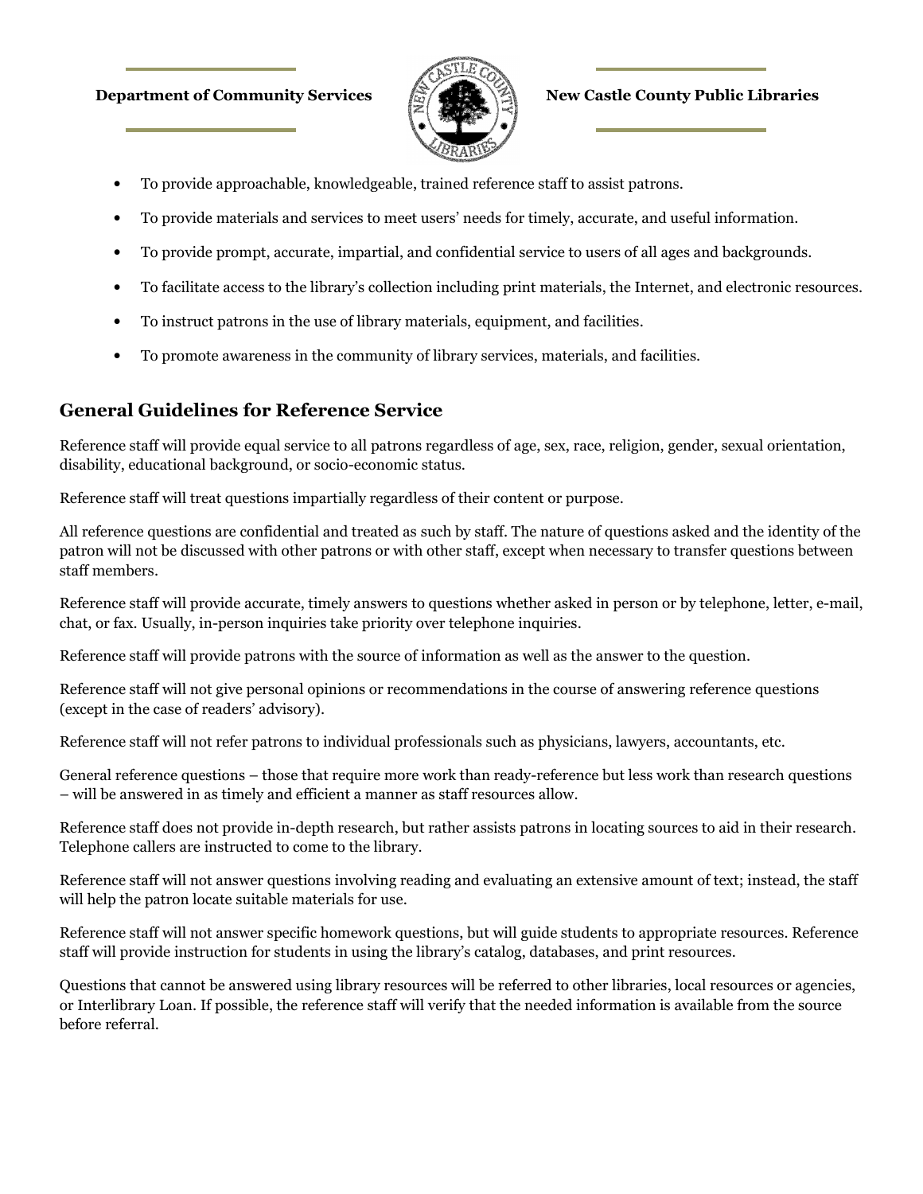- To provide approachable, knowledgeable, trained reference staff to assist patrons.
- To provide materials and services to meet users' needs for timely, accurate, and useful information.
- To provide prompt, accurate, impartial, and confidential service to users of all ages and backgrounds.
- To facilitate access to the library's collection including print materials, the Internet, and electronic resources.
- To instruct patrons in the use of library materials, equipment, and facilities.
- To promote awareness in the community of library services, materials, and facilities.

## General Guidelines for Reference Service

Reference staff will provide equal service to all patrons regardless of age, sex, race, religion, gender, sexual orientation, disability, educational background, or socio-economic status.

Reference staff will treat questions impartially regardless of their content or purpose.

All reference questions are confidential and treated as such by staff. The nature of questions asked and the identity of the patron will not be discussed with other patrons or with other staff, except when necessary to transfer questions between staff members.

Reference staff will provide accurate, timely answers to questions whether asked in person or by telephone, letter, e-mail, chat, or fax. Usually, in-person inquiries take priority over telephone inquiries.

Reference staff will provide patrons with the source of information as well as the answer to the question.

Reference staff will not give personal opinions or recommendations in the course of answering reference questions (except in the case of readers' advisory).

Reference staff will not refer patrons to individual professionals such as physicians, lawyers, accountants, etc.

General reference questions – those that require more work than ready-reference but less work than research questions – will be answered in as timely and efficient a manner as staff resources allow.

Reference staff does not provide in-depth research, but rather assists patrons in locating sources to aid in their research. Telephone callers are instructed to come to the library.

Reference staff will not answer questions involving reading and evaluating an extensive amount of text; instead, the staff will help the patron locate suitable materials for use.

Reference staff will not answer specific homework questions, but will guide students to appropriate resources. Reference staff will provide instruction for students in using the library's catalog, databases, and print resources.

Questions that cannot be answered using library resources will be referred to other libraries, local resources or agencies, or Interlibrary Loan. If possible, the reference staff will verify that the needed information is available from the source before referral.